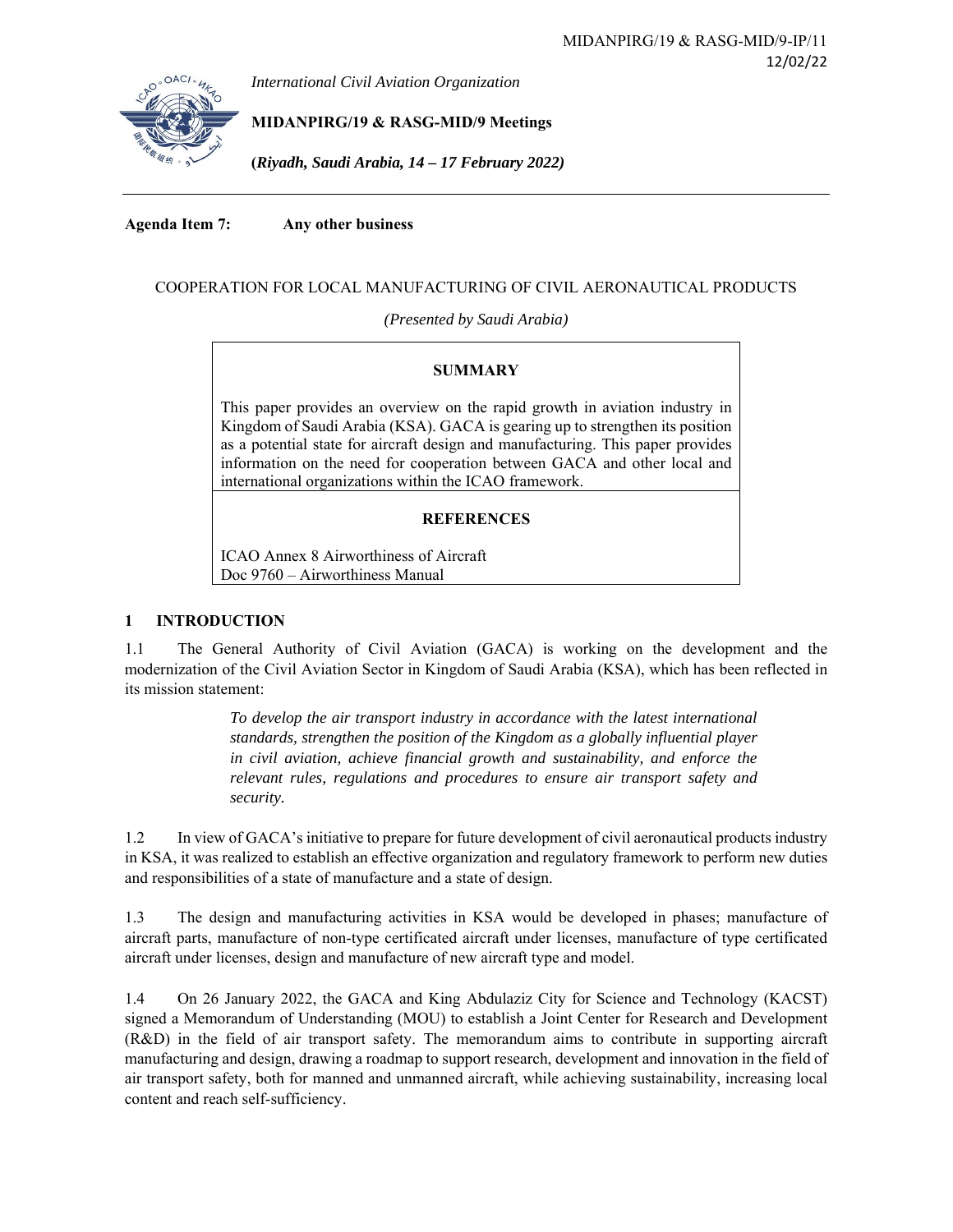MIDANPIRG/19 & RASG-MID/9-IP/11
12/02/22

*International Civil Aviation Organization*

**MIDANPIRG/19 & RASG-MID/9 Meetings**

**(*Riyadh, Saudi Arabia, 14 – 17 February 2022)***

**Agenda Item 7: Any other business**

COOPERATION FOR LOCAL MANUFACTURING OF CIVIL AERONAUTICAL PRODUCTS

*(Presented by Saudi Arabia)*

**SUMMARY**

This paper provides an overview on the rapid growth in aviation industry in Kingdom of Saudi Arabia (KSA). GACA is gearing up to strengthen its position as a potential state for aircraft design and manufacturing. This paper provides information on the need for cooperation between GACA and other local and international organizations within the ICAO framework.

**REFERENCES**

ICAO Annex 8 Airworthiness of Aircraft
Doc 9760 – Airworthiness Manual

## 1 INTRODUCTION

1.1 The General Authority of Civil Aviation (GACA) is working on the development and the modernization of the Civil Aviation Sector in Kingdom of Saudi Arabia (KSA), which has been reflected in its mission statement:

> *To develop the air transport industry in accordance with the latest international standards, strengthen the position of the Kingdom as a globally influential player in civil aviation, achieve financial growth and sustainability, and enforce the relevant rules, regulations and procedures to ensure air transport safety and security.*

1.2 In view of GACA's initiative to prepare for future development of civil aeronautical products industry in KSA, it was realized to establish an effective organization and regulatory framework to perform new duties and responsibilities of a state of manufacture and a state of design.

1.3 The design and manufacturing activities in KSA would be developed in phases; manufacture of aircraft parts, manufacture of non-type certificated aircraft under licenses, manufacture of type certificated aircraft under licenses, design and manufacture of new aircraft type and model.

1.4 On 26 January 2022, the GACA and King Abdulaziz City for Science and Technology (KACST) signed a Memorandum of Understanding (MOU) to establish a Joint Center for Research and Development (R&D) in the field of air transport safety. The memorandum aims to contribute in supporting aircraft manufacturing and design, drawing a roadmap to support research, development and innovation in the field of air transport safety, both for manned and unmanned aircraft, while achieving sustainability, increasing local content and reach self-sufficiency.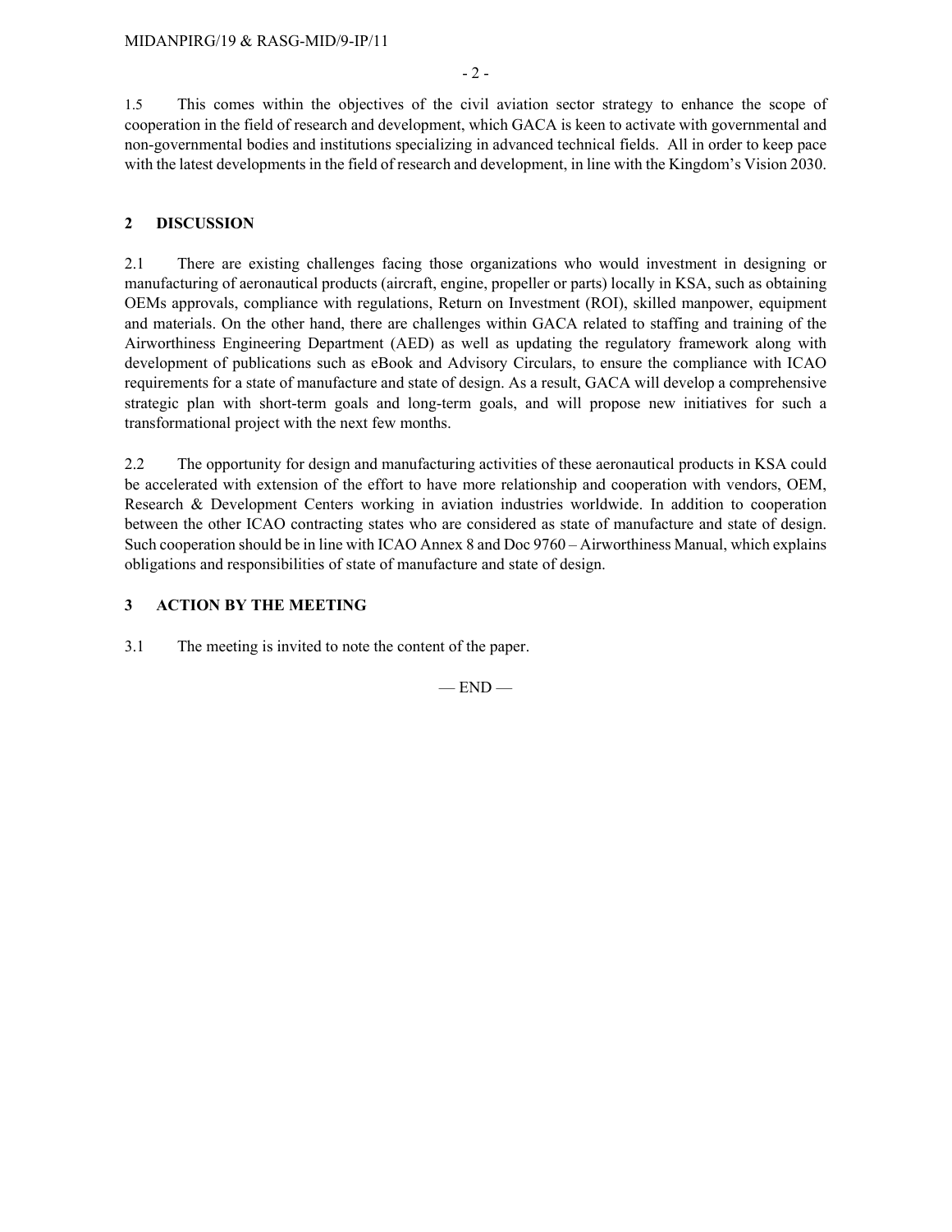1.5 This comes within the objectives of the civil aviation sector strategy to enhance the scope of cooperation in the field of research and development, which GACA is keen to activate with governmental and non-governmental bodies and institutions specializing in advanced technical fields. All in order to keep pace with the latest developments in the field of research and development, in line with the Kingdom's Vision 2030.

## 2 DISCUSSION

2.1 There are existing challenges facing those organizations who would investment in designing or manufacturing of aeronautical products (aircraft, engine, propeller or parts) locally in KSA, such as obtaining OEMs approvals, compliance with regulations, Return on Investment (ROI), skilled manpower, equipment and materials. On the other hand, there are challenges within GACA related to staffing and training of the Airworthiness Engineering Department (AED) as well as updating the regulatory framework along with development of publications such as eBook and Advisory Circulars, to ensure the compliance with ICAO requirements for a state of manufacture and state of design. As a result, GACA will develop a comprehensive strategic plan with short-term goals and long-term goals, and will propose new initiatives for such a transformational project with the next few months.

2.2 The opportunity for design and manufacturing activities of these aeronautical products in KSA could be accelerated with extension of the effort to have more relationship and cooperation with vendors, OEM, Research & Development Centers working in aviation industries worldwide. In addition to cooperation between the other ICAO contracting states who are considered as state of manufacture and state of design. Such cooperation should be in line with ICAO Annex 8 and Doc 9760 – Airworthiness Manual, which explains obligations and responsibilities of state of manufacture and state of design.

## 3 ACTION BY THE MEETING

3.1 The meeting is invited to note the content of the paper.

— END —